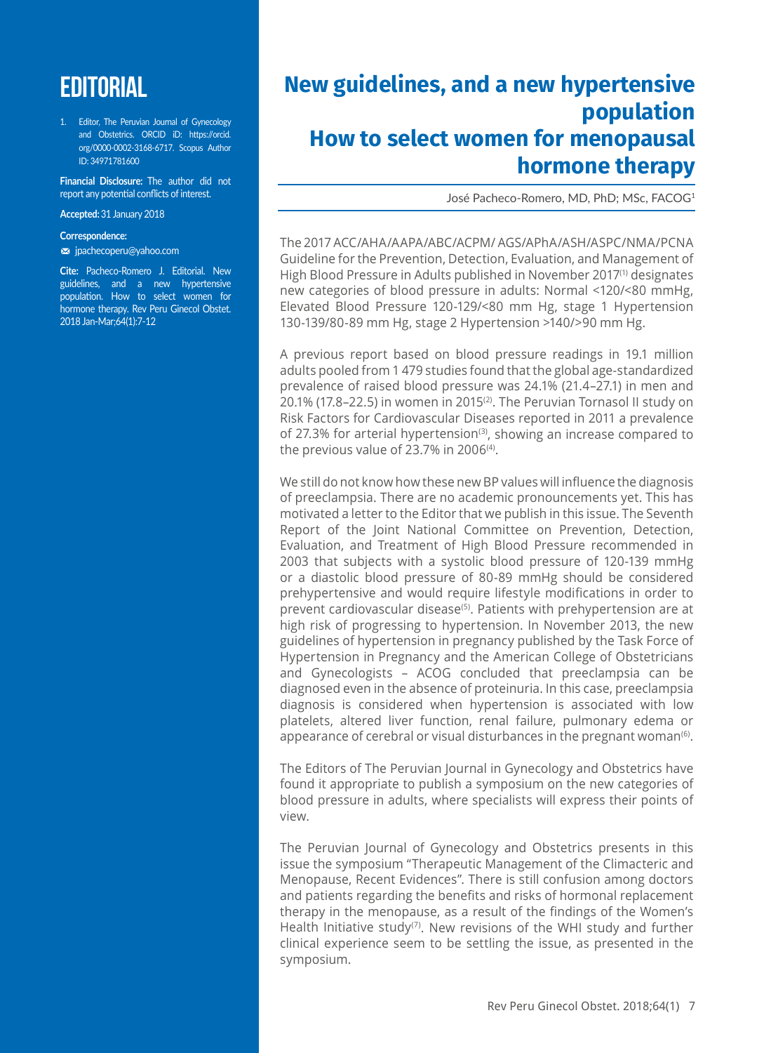# EDITORIAL

1. Editor, The Peruvian Journal of Gynecology and Obstetrics. ORCID iD: https://orcid.org/0000-0002-3168-6717. Scopus Author ID: 34971781600

**Financial Disclosure:** The author did not report any potential conflicts of interest.

**Accepted:** 31 January 2018

**Correspondence:**
jpachecoperu@yahoo.com

**Cite:** Pacheco-Romero J. Editorial. New guidelines, and a new hypertensive population. How to select women for hormone therapy. Rev Peru Ginecol Obstet. 2018 Jan-Mar;64(1):7-12

# New guidelines, and a new hypertensive population
# How to select women for menopausal hormone therapy

José Pacheco-Romero, MD, PhD; MSc, FACOG[1]

The 2017 ACC/AHA/AAPA/ABC/ACPM/ AGS/APhA/ASH/ASPC/NMA/PCNA Guideline for the Prevention, Detection, Evaluation, and Management of High Blood Pressure in Adults published in November 2017[1] designates new categories of blood pressure in adults: Normal <120/<80 mmHg, Elevated Blood Pressure 120-129/<80 mm Hg, stage 1 Hypertension 130-139/80-89 mm Hg, stage 2 Hypertension >140/>90 mm Hg.

A previous report based on blood pressure readings in 19.1 million adults pooled from 1 479 studies found that the global age-standardized prevalence of raised blood pressure was 24.1% (21.4–27.1) in men and 20.1% (17.8–22.5) in women in 2015[2]. The Peruvian Tornasol II study on Risk Factors for Cardiovascular Diseases reported in 2011 a prevalence of 27.3% for arterial hypertension[3], showing an increase compared to the previous value of 23.7% in 2006[4].

We still do not know how these new BP values will influence the diagnosis of preeclampsia. There are no academic pronouncements yet. This has motivated a letter to the Editor that we publish in this issue. The Seventh Report of the Joint National Committee on Prevention, Detection, Evaluation, and Treatment of High Blood Pressure recommended in 2003 that subjects with a systolic blood pressure of 120-139 mmHg or a diastolic blood pressure of 80-89 mmHg should be considered prehypertensive and would require lifestyle modifications in order to prevent cardiovascular disease[5]. Patients with prehypertension are at high risk of progressing to hypertension. In November 2013, the new guidelines of hypertension in pregnancy published by the Task Force of Hypertension in Pregnancy and the American College of Obstetricians and Gynecologists – ACOG concluded that preeclampsia can be diagnosed even in the absence of proteinuria. In this case, preeclampsia diagnosis is considered when hypertension is associated with low platelets, altered liver function, renal failure, pulmonary edema or appearance of cerebral or visual disturbances in the pregnant woman[6].

The Editors of The Peruvian Journal in Gynecology and Obstetrics have found it appropriate to publish a symposium on the new categories of blood pressure in adults, where specialists will express their points of view.

The Peruvian Journal of Gynecology and Obstetrics presents in this issue the symposium "Therapeutic Management of the Climacteric and Menopause, Recent Evidences". There is still confusion among doctors and patients regarding the benefits and risks of hormonal replacement therapy in the menopause, as a result of the findings of the Women's Health Initiative study[7]. New revisions of the WHI study and further clinical experience seem to be settling the issue, as presented in the symposium.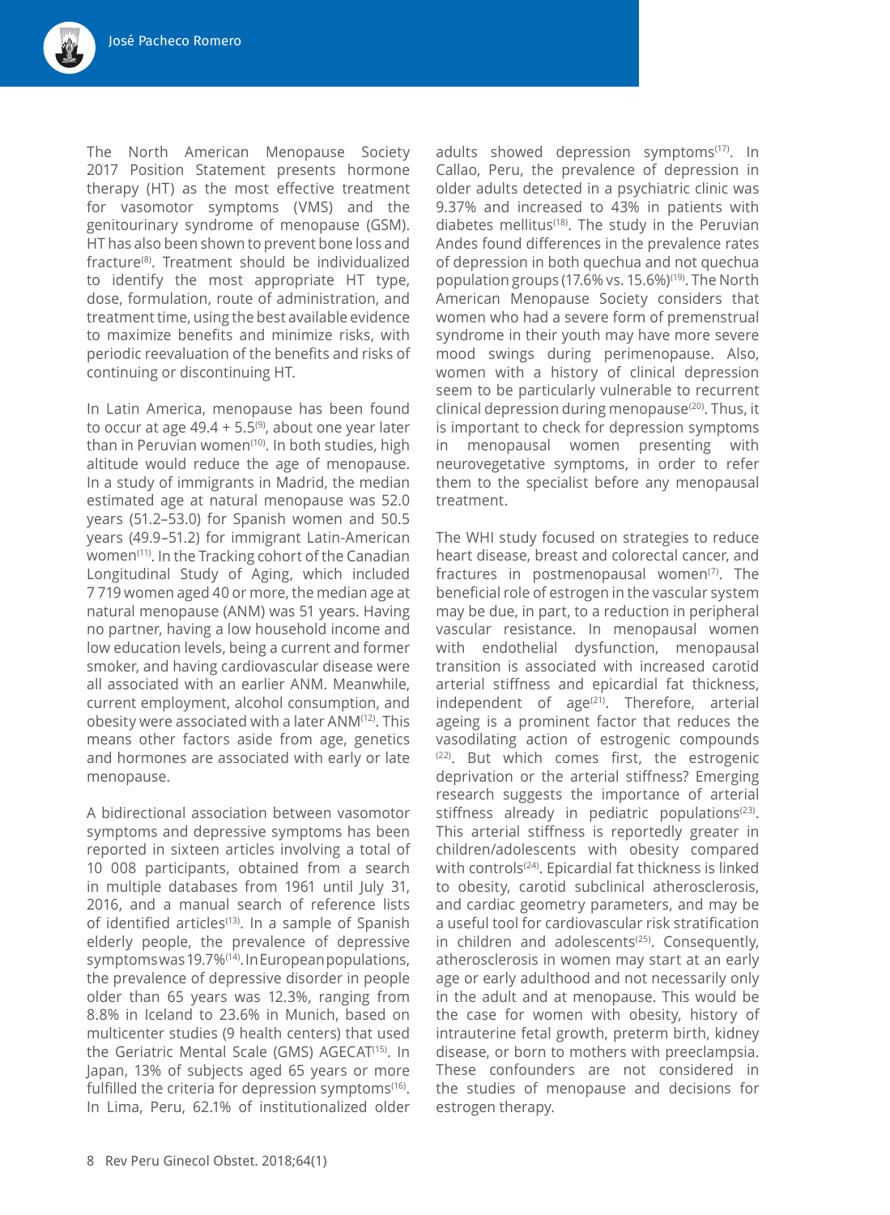The North American Menopause Society 2017 Position Statement presents hormone therapy (HT) as the most effective treatment for vasomotor symptoms (VMS) and the genitourinary syndrome of menopause (GSM). HT has also been shown to prevent bone loss and fracture[8]. Treatment should be individualized to identify the most appropriate HT type, dose, formulation, route of administration, and treatment time, using the best available evidence to maximize benefits and minimize risks, with periodic reevaluation of the benefits and risks of continuing or discontinuing HT.

In Latin America, menopause has been found to occur at age 49.4 + 5.5[9], about one year later than in Peruvian women[10]. In both studies, high altitude would reduce the age of menopause. In a study of immigrants in Madrid, the median estimated age at natural menopause was 52.0 years (51.2–53.0) for Spanish women and 50.5 years (49.9–51.2) for immigrant Latin-American women[11]. In the Tracking cohort of the Canadian Longitudinal Study of Aging, which included 7 719 women aged 40 or more, the median age at natural menopause (ANM) was 51 years. Having no partner, having a low household income and low education levels, being a current and former smoker, and having cardiovascular disease were all associated with an earlier ANM. Meanwhile, current employment, alcohol consumption, and obesity were associated with a later ANM[12]. This means other factors aside from age, genetics and hormones are associated with early or late menopause.

A bidirectional association between vasomotor symptoms and depressive symptoms has been reported in sixteen articles involving a total of 10 008 participants, obtained from a search in multiple databases from 1961 until July 31, 2016, and a manual search of reference lists of identified articles[13]. In a sample of Spanish elderly people, the prevalence of depressive symptoms was 19.7%[14]. In European populations, the prevalence of depressive disorder in people older than 65 years was 12.3%, ranging from 8.8% in Iceland to 23.6% in Munich, based on multicenter studies (9 health centers) that used the Geriatric Mental Scale (GMS) AGECAT[15]. In Japan, 13% of subjects aged 65 years or more fulfilled the criteria for depression symptoms[16]. In Lima, Peru, 62.1% of institutionalized older adults showed depression symptoms[17]. In Callao, Peru, the prevalence of depression in older adults detected in a psychiatric clinic was 9.37% and increased to 43% in patients with diabetes mellitus[18]. The study in the Peruvian Andes found differences in the prevalence rates of depression in both quechua and not quechua population groups (17.6% vs. 15.6%)[19]. The North American Menopause Society considers that women who had a severe form of premenstrual syndrome in their youth may have more severe mood swings during perimenopause. Also, women with a history of clinical depression seem to be particularly vulnerable to recurrent clinical depression during menopause[20]. Thus, it is important to check for depression symptoms in menopausal women presenting with neurovegetative symptoms, in order to refer them to the specialist before any menopausal treatment.

The WHI study focused on strategies to reduce heart disease, breast and colorectal cancer, and fractures in postmenopausal women[7]. The beneficial role of estrogen in the vascular system may be due, in part, to a reduction in peripheral vascular resistance. In menopausal women with endothelial dysfunction, menopausal transition is associated with increased carotid arterial stiffness and epicardial fat thickness, independent of age[21]. Therefore, arterial ageing is a prominent factor that reduces the vasodilating action of estrogenic compounds [22]. But which comes first, the estrogenic deprivation or the arterial stiffness? Emerging research suggests the importance of arterial stiffness already in pediatric populations[23]. This arterial stiffness is reportedly greater in children/adolescents with obesity compared with controls[24]. Epicardial fat thickness is linked to obesity, carotid subclinical atherosclerosis, and cardiac geometry parameters, and may be a useful tool for cardiovascular risk stratification in children and adolescents[25]. Consequently, atherosclerosis in women may start at an early age or early adulthood and not necessarily only in the adult and at menopause. This would be the case for women with obesity, history of intrauterine fetal growth, preterm birth, kidney disease, or born to mothers with preeclampsia. These confounders are not considered in the studies of menopause and decisions for estrogen therapy.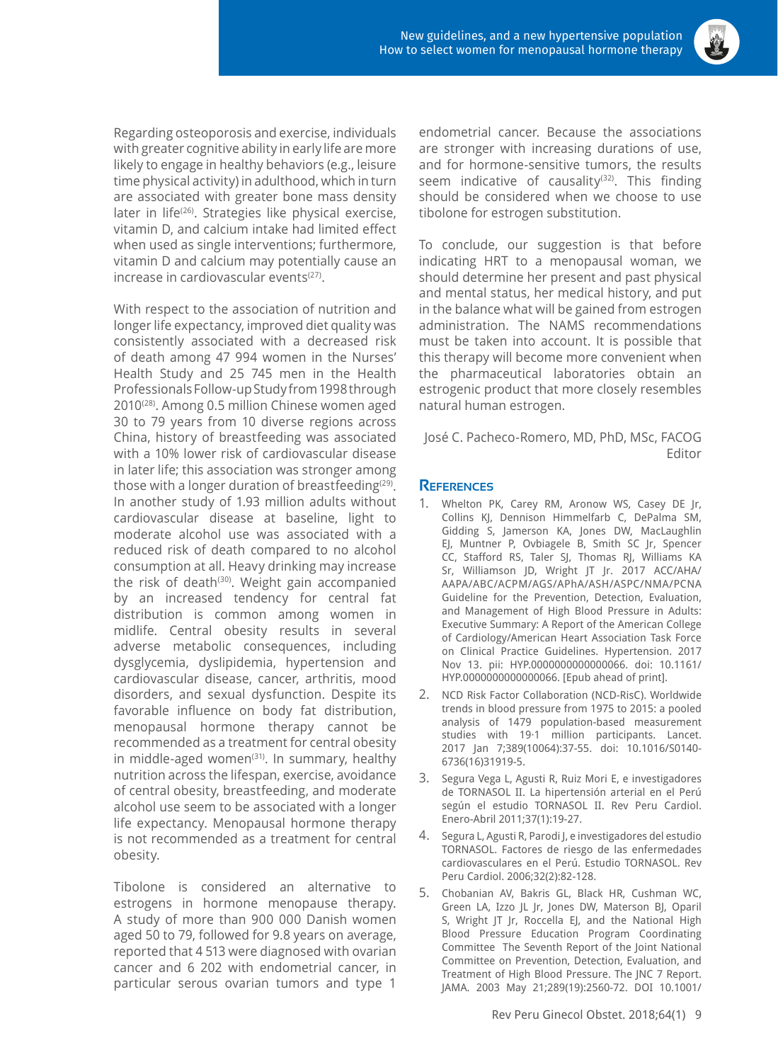Regarding osteoporosis and exercise, individuals with greater cognitive ability in early life are more likely to engage in healthy behaviors (e.g., leisure time physical activity) in adulthood, which in turn are associated with greater bone mass density later in life[26]. Strategies like physical exercise, vitamin D, and calcium intake had limited effect when used as single interventions; furthermore, vitamin D and calcium may potentially cause an increase in cardiovascular events[27].

With respect to the association of nutrition and longer life expectancy, improved diet quality was consistently associated with a decreased risk of death among 47 994 women in the Nurses' Health Study and 25 745 men in the Health Professionals Follow-up Study from 1998 through 2010[28]. Among 0.5 million Chinese women aged 30 to 79 years from 10 diverse regions across China, history of breastfeeding was associated with a 10% lower risk of cardiovascular disease in later life; this association was stronger among those with a longer duration of breastfeeding[29]. In another study of 1.93 million adults without cardiovascular disease at baseline, light to moderate alcohol use was associated with a reduced risk of death compared to no alcohol consumption at all. Heavy drinking may increase the risk of death[30]. Weight gain accompanied by an increased tendency for central fat distribution is common among women in midlife. Central obesity results in several adverse metabolic consequences, including dysglycemia, dyslipidemia, hypertension and cardiovascular disease, cancer, arthritis, mood disorders, and sexual dysfunction. Despite its favorable influence on body fat distribution, menopausal hormone therapy cannot be recommended as a treatment for central obesity in middle-aged women[31]. In summary, healthy nutrition across the lifespan, exercise, avoidance of central obesity, breastfeeding, and moderate alcohol use seem to be associated with a longer life expectancy. Menopausal hormone therapy is not recommended as a treatment for central obesity.

Tibolone is considered an alternative to estrogens in hormone menopause therapy. A study of more than 900 000 Danish women aged 50 to 79, followed for 9.8 years on average, reported that 4 513 were diagnosed with ovarian cancer and 6 202 with endometrial cancer, in particular serous ovarian tumors and type 1 endometrial cancer. Because the associations are stronger with increasing durations of use, and for hormone-sensitive tumors, the results seem indicative of causality[32]. This finding should be considered when we choose to use tibolone for estrogen substitution.

To conclude, our suggestion is that before indicating HRT to a menopausal woman, we should determine her present and past physical and mental status, her medical history, and put in the balance what will be gained from estrogen administration. The NAMS recommendations must be taken into account. It is possible that this therapy will become more convenient when the pharmaceutical laboratories obtain an estrogenic product that more closely resembles natural human estrogen.

José C. Pacheco-Romero, MD, PhD, MSc, FACOG
Editor

## References

1. Whelton PK, Carey RM, Aronow WS, Casey DE Jr, Collins KJ, Dennison Himmelfarb C, DePalma SM, Gidding S, Jamerson KA, Jones DW, MacLaughlin EJ, Muntner P, Ovbiagele B, Smith SC Jr, Spencer CC, Stafford RS, Taler SJ, Thomas RJ, Williams KA Sr, Williamson JD, Wright JT Jr. 2017 ACC/AHA/AAPA/ABC/ACPM/AGS/APhA/ASH/ASPC/NMA/PCNA Guideline for the Prevention, Detection, Evaluation, and Management of High Blood Pressure in Adults: Executive Summary: A Report of the American College of Cardiology/American Heart Association Task Force on Clinical Practice Guidelines. Hypertension. 2017 Nov 13. pii: HYP.0000000000000066. doi: 10.1161/HYP.0000000000000066. [Epub ahead of print].
2. NCD Risk Factor Collaboration (NCD-RisC). Worldwide trends in blood pressure from 1975 to 2015: a pooled analysis of 1479 population-based measurement studies with 19·1 million participants. Lancet. 2017 Jan 7;389(10064):37-55. doi: 10.1016/S0140-6736(16)31919-5.
3. Segura Vega L, Agusti R, Ruiz Mori E, e investigadores de TORNASOL II. La hipertensión arterial en el Perú según el estudio TORNASOL II. Rev Peru Cardiol. Enero-Abril 2011;37(1):19-27.
4. Segura L, Agusti R, Parodi J, e investigadores del estudio TORNASOL. Factores de riesgo de las enfermedades cardiovasculares en el Perú. Estudio TORNASOL. Rev Peru Cardiol. 2006;32(2):82-128.
5. Chobanian AV, Bakris GL, Black HR, Cushman WC, Green LA, Izzo JL Jr, Jones DW, Materson BJ, Oparil S, Wright JT Jr, Roccella EJ, and the National High Blood Pressure Education Program Coordinating Committee The Seventh Report of the Joint National Committee on Prevention, Detection, Evaluation, and Treatment of High Blood Pressure. The JNC 7 Report. JAMA. 2003 May 21;289(19):2560-72. DOI 10.1001/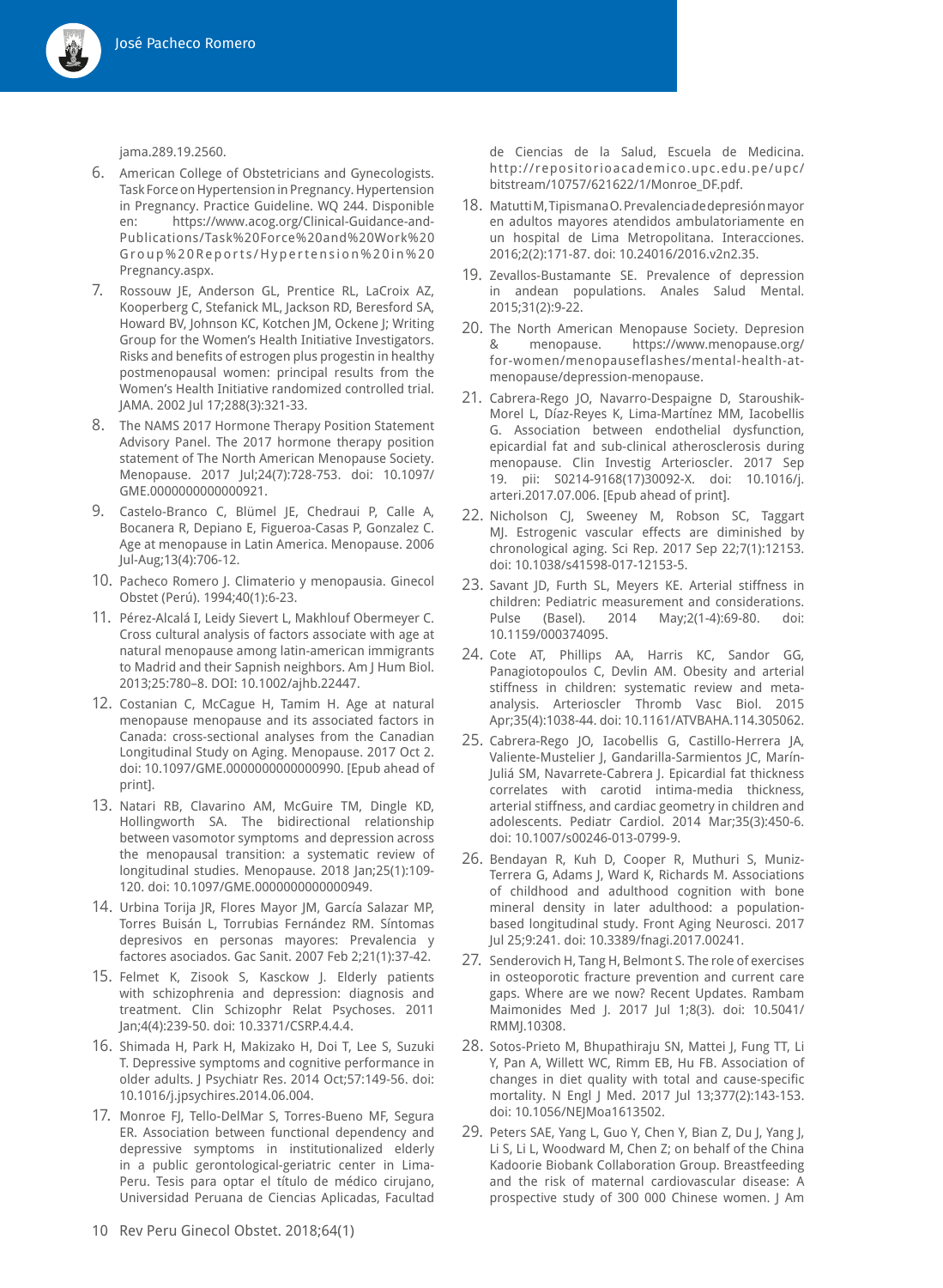jama.289.19.2560.

6. American College of Obstetricians and Gynecologists. Task Force on Hypertension in Pregnancy. Hypertension in Pregnancy. Practice Guideline. WQ 244. Disponible en: https://www.acog.org/Clinical-Guidance-and-Publications/Task%20Force%20and%20Work%20Group%20Reports/Hypertension%20in%20Pregnancy.aspx.
7. Rossouw JE, Anderson GL, Prentice RL, LaCroix AZ, Kooperberg C, Stefanick ML, Jackson RD, Beresford SA, Howard BV, Johnson KC, Kotchen JM, Ockene J; Writing Group for the Women's Health Initiative Investigators. Risks and benefits of estrogen plus progestin in healthy postmenopausal women: principal results from the Women's Health Initiative randomized controlled trial. JAMA. 2002 Jul 17;288(3):321-33.
8. The NAMS 2017 Hormone Therapy Position Statement Advisory Panel. The 2017 hormone therapy position statement of The North American Menopause Society. Menopause. 2017 Jul;24(7):728-753. doi: 10.1097/GME.0000000000000921.
9. Castelo-Branco C, Blümel JE, Chedraui P, Calle A, Bocanera R, Depiano E, Figueroa-Casas P, Gonzalez C. Age at menopause in Latin America. Menopause. 2006 Jul-Aug;13(4):706-12.
10. Pacheco Romero J. Climaterio y menopausia. Ginecol Obstet (Perú). 1994;40(1):6-23.
11. Pérez-Alcalá I, Leidy Sievert L, Makhlouf Obermeyer C. Cross cultural analysis of factors associate with age at natural menopause among latin-american immigrants to Madrid and their Sapnish neighbors. Am J Hum Biol. 2013;25:780–8. DOI: 10.1002/ajhb.22447.
12. Costanian C, McCague H, Tamim H. Age at natural menopause menopause and its associated factors in Canada: cross-sectional analyses from the Canadian Longitudinal Study on Aging. Menopause. 2017 Oct 2. doi: 10.1097/GME.0000000000000990. [Epub ahead of print].
13. Natari RB, Clavarino AM, McGuire TM, Dingle KD, Hollingworth SA. The bidirectional relationship between vasomotor symptoms and depression across the menopausal transition: a systematic review of longitudinal studies. Menopause. 2018 Jan;25(1):109-120. doi: 10.1097/GME.0000000000000949.
14. Urbina Torija JR, Flores Mayor JM, García Salazar MP, Torres Buisán L, Torrubias Fernández RM. Síntomas depresivos en personas mayores: Prevalencia y factores asociados. Gac Sanit. 2007 Feb 2;21(1):37-42.
15. Felmet K, Zisook S, Kasckow J. Elderly patients with schizophrenia and depression: diagnosis and treatment. Clin Schizophr Relat Psychoses. 2011 Jan;4(4):239-50. doi: 10.3371/CSRP.4.4.4.
16. Shimada H, Park H, Makizako H, Doi T, Lee S, Suzuki T. Depressive symptoms and cognitive performance in older adults. J Psychiatr Res. 2014 Oct;57:149-56. doi: 10.1016/j.jpsychires.2014.06.004.
17. Monroe FJ, Tello-DelMar S, Torres-Bueno MF, Segura ER. Association between functional dependency and depressive symptoms in institutionalized elderly in a public gerontological-geriatric center in Lima-Peru. Tesis para optar el título de médico cirujano, Universidad Peruana de Ciencias Aplicadas, Facultad de Ciencias de la Salud, Escuela de Medicina. http://repositorioacademico.upc.edu.pe/upc/bitstream/10757/621622/1/Monroe_DF.pdf.
18. Matutti M, Tipismana O. Prevalencia de depresión mayor en adultos mayores atendidos ambulatoriamente en un hospital de Lima Metropolitana. Interacciones. 2016;2(2):171-87. doi: 10.24016/2016.v2n2.35.
19. Zevallos-Bustamante SE. Prevalence of depression in andean populations. Anales Salud Mental. 2015;31(2):9-22.
20. The North American Menopause Society. Depresion & menopause. https://www.menopause.org/for-women/menopauseflashes/mental-health-at-menopause/depression-menopause.
21. Cabrera-Rego JO, Navarro-Despaigne D, Staroushik-Morel L, Díaz-Reyes K, Lima-Martínez MM, Iacobellis G. Association between endothelial dysfunction, epicardial fat and sub-clinical atherosclerosis during menopause. Clin Investig Arterioscler. 2017 Sep 19. pii: S0214-9168(17)30092-X. doi: 10.1016/j.arteri.2017.07.006. [Epub ahead of print].
22. Nicholson CJ, Sweeney M, Robson SC, Taggart MJ. Estrogenic vascular effects are diminished by chronological aging. Sci Rep. 2017 Sep 22;7(1):12153. doi: 10.1038/s41598-017-12153-5.
23. Savant JD, Furth SL, Meyers KE. Arterial stiffness in children: Pediatric measurement and considerations. Pulse (Basel). 2014 May;2(1-4):69-80. doi: 10.1159/000374095.
24. Cote AT, Phillips AA, Harris KC, Sandor GG, Panagiotopoulos C, Devlin AM. Obesity and arterial stiffness in children: systematic review and meta-analysis. Arterioscler Thromb Vasc Biol. 2015 Apr;35(4):1038-44. doi: 10.1161/ATVBAHA.114.305062.
25. Cabrera-Rego JO, Iacobellis G, Castillo-Herrera JA, Valiente-Mustelier J, Gandarilla-Sarmientos JC, Marín-Juliá SM, Navarrete-Cabrera J. Epicardial fat thickness correlates with carotid intima-media thickness, arterial stiffness, and cardiac geometry in children and adolescents. Pediatr Cardiol. 2014 Mar;35(3):450-6. doi: 10.1007/s00246-013-0799-9.
26. Bendayan R, Kuh D, Cooper R, Muthuri S, Muniz-Terrera G, Adams J, Ward K, Richards M. Associations of childhood and adulthood cognition with bone mineral density in later adulthood: a population-based longitudinal study. Front Aging Neurosci. 2017 Jul 25;9:241. doi: 10.3389/fnagi.2017.00241.
27. Senderovich H, Tang H, Belmont S. The role of exercises in osteoporotic fracture prevention and current care gaps. Where are we now? Recent Updates. Rambam Maimonides Med J. 2017 Jul 1;8(3). doi: 10.5041/RMMJ.10308.
28. Sotos-Prieto M, Bhupathiraju SN, Mattei J, Fung TT, Li Y, Pan A, Willett WC, Rimm EB, Hu FB. Association of changes in diet quality with total and cause-specific mortality. N Engl J Med. 2017 Jul 13;377(2):143-153. doi: 10.1056/NEJMoa1613502.
29. Peters SAE, Yang L, Guo Y, Chen Y, Bian Z, Du J, Yang J, Li S, Li L, Woodward M, Chen Z; on behalf of the China Kadoorie Biobank Collaboration Group. Breastfeeding and the risk of maternal cardiovascular disease: A prospective study of 300 000 Chinese women. J Am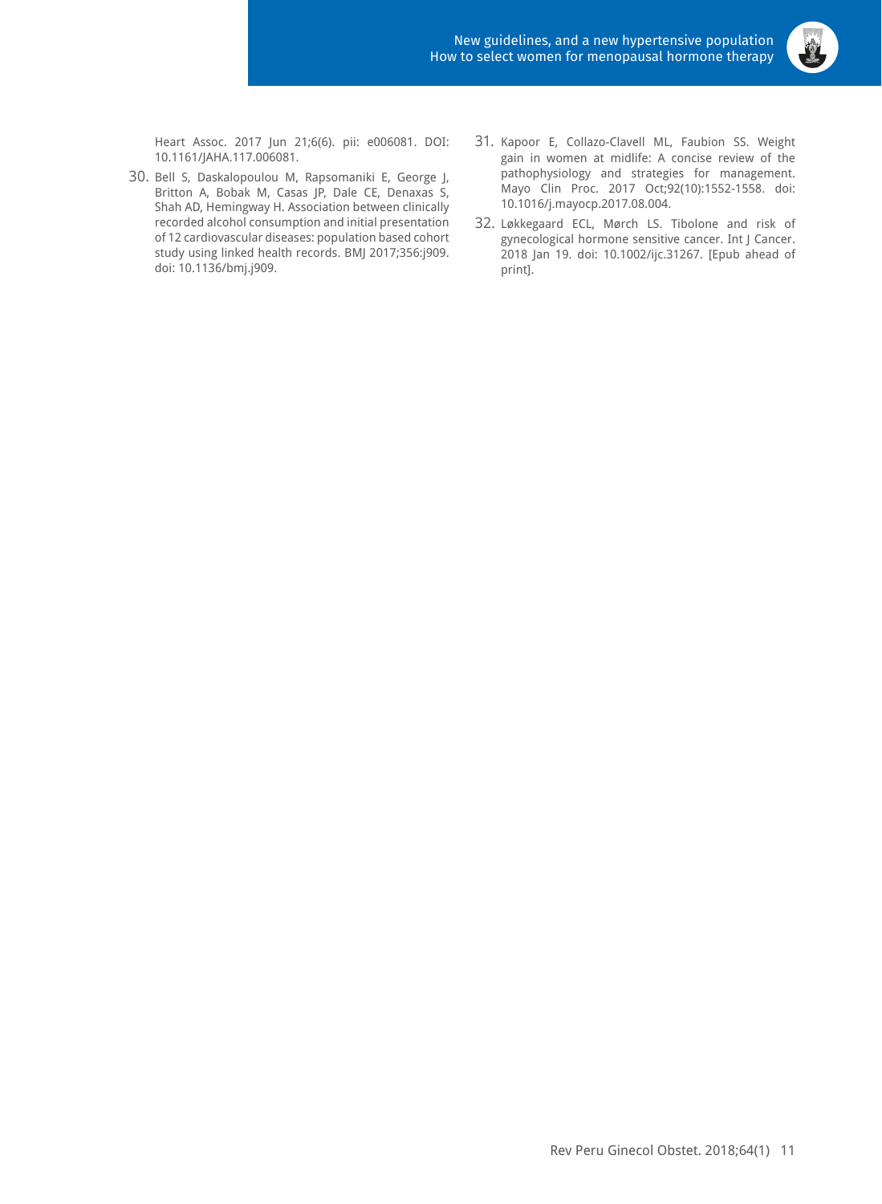Heart Assoc. 2017 Jun 21;6(6). pii: e006081. DOI: 10.1161/JAHA.117.006081.

30. Bell S, Daskalopoulou M, Rapsomaniki E, George J, Britton A, Bobak M, Casas JP, Dale CE, Denaxas S, Shah AD, Hemingway H. Association between clinically recorded alcohol consumption and initial presentation of 12 cardiovascular diseases: population based cohort study using linked health records. BMJ 2017;356:j909. doi: 10.1136/bmj.j909.
31. Kapoor E, Collazo-Clavell ML, Faubion SS. Weight gain in women at midlife: A concise review of the pathophysiology and strategies for management. Mayo Clin Proc. 2017 Oct;92(10):1552-1558. doi: 10.1016/j.mayocp.2017.08.004.
32. Løkkegaard ECL, Mørch LS. Tibolone and risk of gynecological hormone sensitive cancer. Int J Cancer. 2018 Jan 19. doi: 10.1002/ijc.31267. [Epub ahead of print].